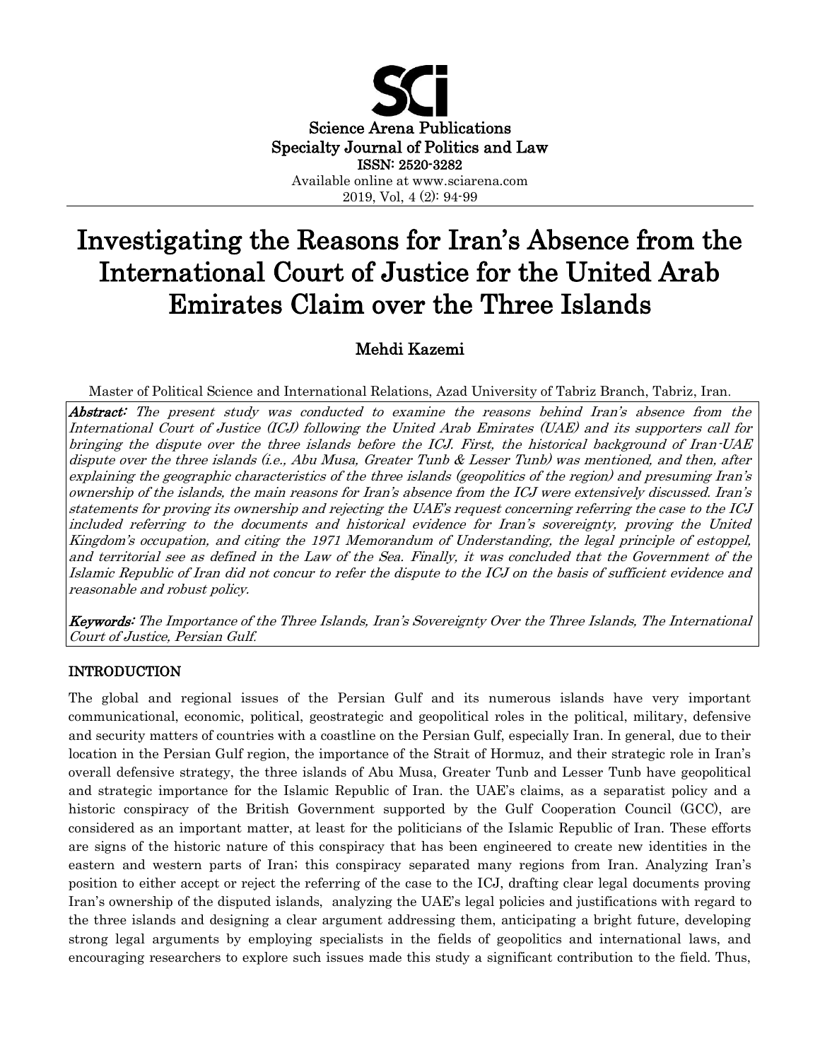Science Arena Publications
Specialty Journal of Politics and Law
ISSN: 2520-3282
Available online at www.sciarena.com
2019, Vol, 4 (2): 94-99

# Investigating the Reasons for Iran's Absence from the International Court of Justice for the United Arab Emirates Claim over the Three Islands

**Mehdi Kazemi**

Master of Political Science and International Relations, Azad University of Tabriz Branch, Tabriz, Iran.

***Abstract:*** *The present study was conducted to examine the reasons behind Iran's absence from the International Court of Justice (ICJ) following the United Arab Emirates (UAE) and its supporters call for bringing the dispute over the three islands before the ICJ. First, the historical background of Iran-UAE dispute over the three islands (i.e., Abu Musa, Greater Tunb & Lesser Tunb) was mentioned, and then, after explaining the geographic characteristics of the three islands (geopolitics of the region) and presuming Iran's ownership of the islands, the main reasons for Iran's absence from the ICJ were extensively discussed. Iran's statements for proving its ownership and rejecting the UAE's request concerning referring the case to the ICJ included referring to the documents and historical evidence for Iran's sovereignty, proving the United Kingdom's occupation, and citing the 1971 Memorandum of Understanding, the legal principle of estoppel, and territorial see as defined in the Law of the Sea. Finally, it was concluded that the Government of the Islamic Republic of Iran did not concur to refer the dispute to the ICJ on the basis of sufficient evidence and reasonable and robust policy.*

***Keywords:*** *The Importance of the Three Islands, Iran's Sovereignty Over the Three Islands, The International Court of Justice, Persian Gulf.*

## INTRODUCTION

The global and regional issues of the Persian Gulf and its numerous islands have very important communicational, economic, political, geostrategic and geopolitical roles in the political, military, defensive and security matters of countries with a coastline on the Persian Gulf, especially Iran. In general, due to their location in the Persian Gulf region, the importance of the Strait of Hormuz, and their strategic role in Iran's overall defensive strategy, the three islands of Abu Musa, Greater Tunb and Lesser Tunb have geopolitical and strategic importance for the Islamic Republic of Iran. the UAE's claims, as a separatist policy and a historic conspiracy of the British Government supported by the Gulf Cooperation Council (GCC), are considered as an important matter, at least for the politicians of the Islamic Republic of Iran. These efforts are signs of the historic nature of this conspiracy that has been engineered to create new identities in the eastern and western parts of Iran; this conspiracy separated many regions from Iran. Analyzing Iran's position to either accept or reject the referring of the case to the ICJ, drafting clear legal documents proving Iran's ownership of the disputed islands, analyzing the UAE's legal policies and justifications with regard to the three islands and designing a clear argument addressing them, anticipating a bright future, developing strong legal arguments by employing specialists in the fields of geopolitics and international laws, and encouraging researchers to explore such issues made this study a significant contribution to the field. Thus,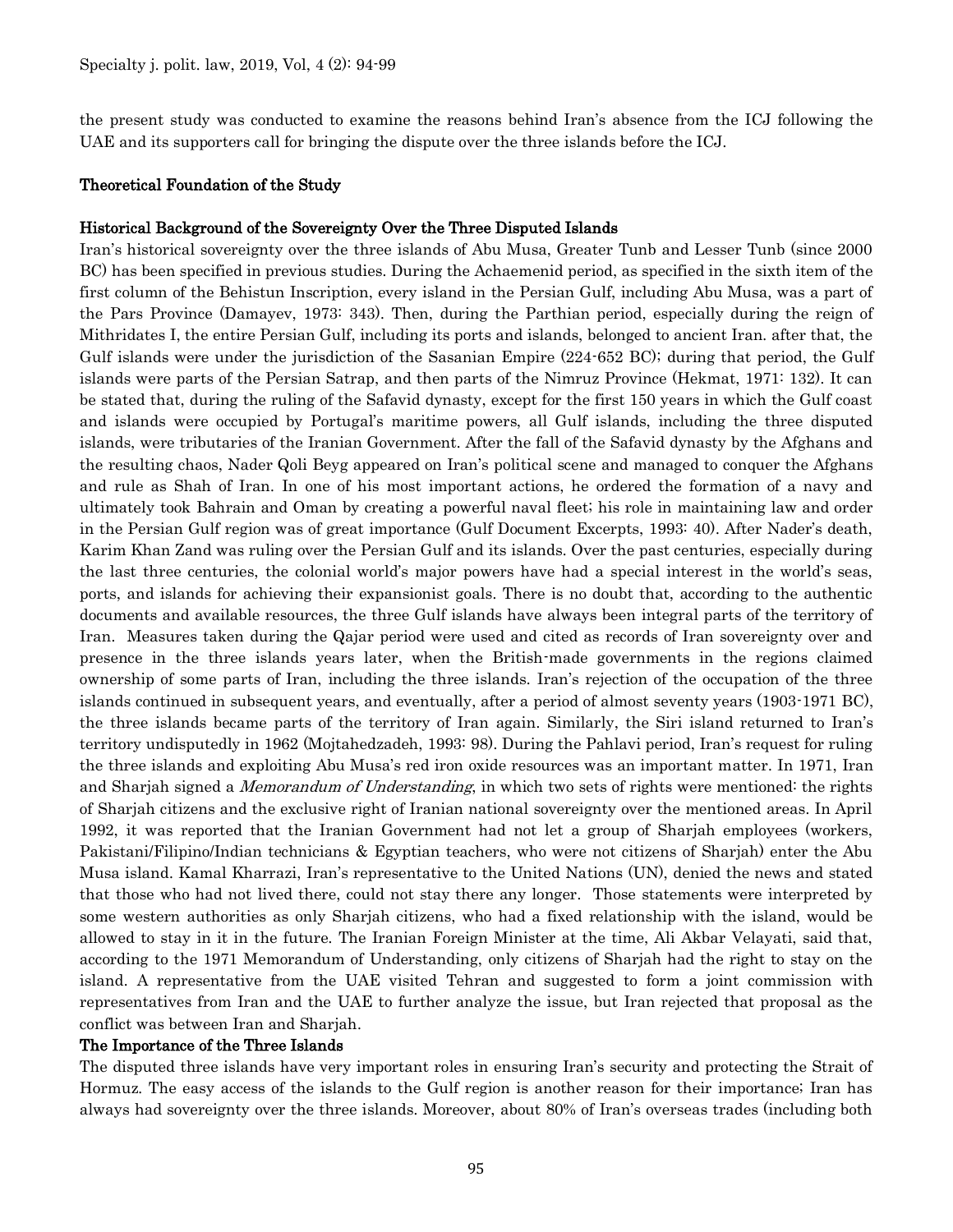the present study was conducted to examine the reasons behind Iran's absence from the ICJ following the UAE and its supporters call for bringing the dispute over the three islands before the ICJ.

## Theoretical Foundation of the Study

### Historical Background of the Sovereignty Over the Three Disputed Islands

Iran's historical sovereignty over the three islands of Abu Musa, Greater Tunb and Lesser Tunb (since 2000 BC) has been specified in previous studies. During the Achaemenid period, as specified in the sixth item of the first column of the Behistun Inscription, every island in the Persian Gulf, including Abu Musa, was a part of the Pars Province (Damayev, 1973: 343). Then, during the Parthian period, especially during the reign of Mithridates I, the entire Persian Gulf, including its ports and islands, belonged to ancient Iran. after that, the Gulf islands were under the jurisdiction of the Sasanian Empire (224-652 BC); during that period, the Gulf islands were parts of the Persian Satrap, and then parts of the Nimruz Province (Hekmat, 1971: 132). It can be stated that, during the ruling of the Safavid dynasty, except for the first 150 years in which the Gulf coast and islands were occupied by Portugal's maritime powers, all Gulf islands, including the three disputed islands, were tributaries of the Iranian Government. After the fall of the Safavid dynasty by the Afghans and the resulting chaos, Nader Qoli Beyg appeared on Iran's political scene and managed to conquer the Afghans and rule as Shah of Iran. In one of his most important actions, he ordered the formation of a navy and ultimately took Bahrain and Oman by creating a powerful naval fleet; his role in maintaining law and order in the Persian Gulf region was of great importance (Gulf Document Excerpts, 1993: 40). After Nader's death, Karim Khan Zand was ruling over the Persian Gulf and its islands. Over the past centuries, especially during the last three centuries, the colonial world's major powers have had a special interest in the world's seas, ports, and islands for achieving their expansionist goals. There is no doubt that, according to the authentic documents and available resources, the three Gulf islands have always been integral parts of the territory of Iran. Measures taken during the Qajar period were used and cited as records of Iran sovereignty over and presence in the three islands years later, when the British-made governments in the regions claimed ownership of some parts of Iran, including the three islands. Iran's rejection of the occupation of the three islands continued in subsequent years, and eventually, after a period of almost seventy years (1903-1971 BC), the three islands became parts of the territory of Iran again. Similarly, the Siri island returned to Iran's territory undisputedly in 1962 (Mojtahedzadeh, 1993: 98). During the Pahlavi period, Iran's request for ruling the three islands and exploiting Abu Musa's red iron oxide resources was an important matter. In 1971, Iran and Sharjah signed a *Memorandum of Understanding*, in which two sets of rights were mentioned: the rights of Sharjah citizens and the exclusive right of Iranian national sovereignty over the mentioned areas. In April 1992, it was reported that the Iranian Government had not let a group of Sharjah employees (workers, Pakistani/Filipino/Indian technicians & Egyptian teachers, who were not citizens of Sharjah) enter the Abu Musa island. Kamal Kharrazi, Iran's representative to the United Nations (UN), denied the news and stated that those who had not lived there, could not stay there any longer. Those statements were interpreted by some western authorities as only Sharjah citizens, who had a fixed relationship with the island, would be allowed to stay in it in the future. The Iranian Foreign Minister at the time, Ali Akbar Velayati, said that, according to the 1971 Memorandum of Understanding, only citizens of Sharjah had the right to stay on the island. A representative from the UAE visited Tehran and suggested to form a joint commission with representatives from Iran and the UAE to further analyze the issue, but Iran rejected that proposal as the conflict was between Iran and Sharjah.

### The Importance of the Three Islands

The disputed three islands have very important roles in ensuring Iran's security and protecting the Strait of Hormuz. The easy access of the islands to the Gulf region is another reason for their importance; Iran has always had sovereignty over the three islands. Moreover, about 80% of Iran's overseas trades (including both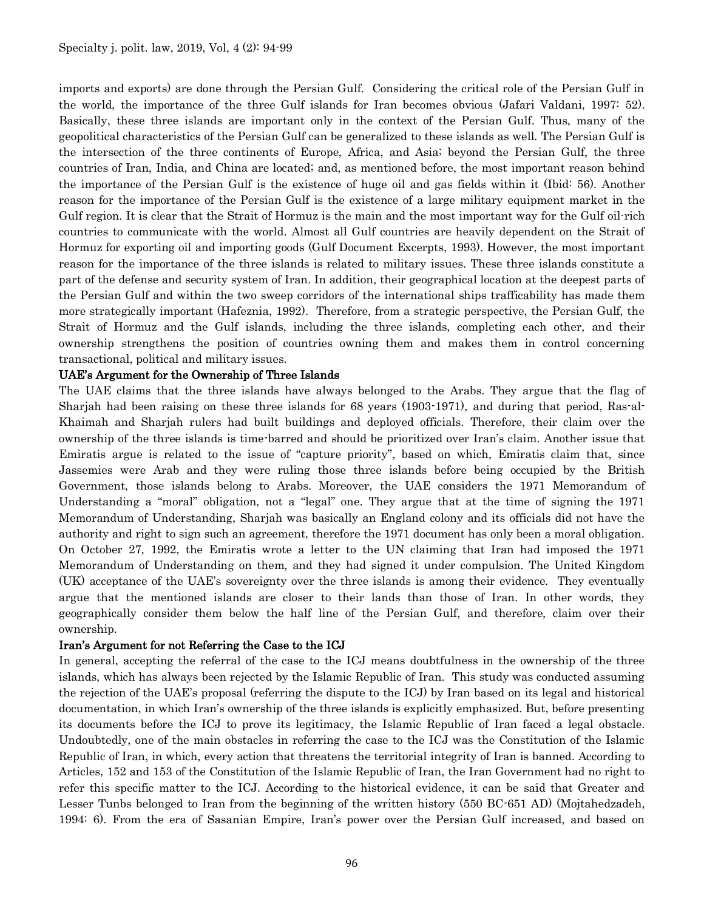imports and exports) are done through the Persian Gulf. Considering the critical role of the Persian Gulf in the world, the importance of the three Gulf islands for Iran becomes obvious (Jafari Valdani, 1997: 52). Basically, these three islands are important only in the context of the Persian Gulf. Thus, many of the geopolitical characteristics of the Persian Gulf can be generalized to these islands as well. The Persian Gulf is the intersection of the three continents of Europe, Africa, and Asia; beyond the Persian Gulf, the three countries of Iran, India, and China are located; and, as mentioned before, the most important reason behind the importance of the Persian Gulf is the existence of huge oil and gas fields within it (Ibid: 56). Another reason for the importance of the Persian Gulf is the existence of a large military equipment market in the Gulf region. It is clear that the Strait of Hormuz is the main and the most important way for the Gulf oil-rich countries to communicate with the world. Almost all Gulf countries are heavily dependent on the Strait of Hormuz for exporting oil and importing goods (Gulf Document Excerpts, 1993). However, the most important reason for the importance of the three islands is related to military issues. These three islands constitute a part of the defense and security system of Iran. In addition, their geographical location at the deepest parts of the Persian Gulf and within the two sweep corridors of the international ships trafficability has made them more strategically important (Hafeznia, 1992). Therefore, from a strategic perspective, the Persian Gulf, the Strait of Hormuz and the Gulf islands, including the three islands, completing each other, and their ownership strengthens the position of countries owning them and makes them in control concerning transactional, political and military issues.

## UAE's Argument for the Ownership of Three Islands

The UAE claims that the three islands have always belonged to the Arabs. They argue that the flag of Sharjah had been raising on these three islands for 68 years (1903-1971), and during that period, Ras-al-Khaimah and Sharjah rulers had built buildings and deployed officials. Therefore, their claim over the ownership of the three islands is time-barred and should be prioritized over Iran's claim. Another issue that Emiratis argue is related to the issue of "capture priority", based on which, Emiratis claim that, since Jassemies were Arab and they were ruling those three islands before being occupied by the British Government, those islands belong to Arabs. Moreover, the UAE considers the 1971 Memorandum of Understanding a "moral" obligation, not a "legal" one. They argue that at the time of signing the 1971 Memorandum of Understanding, Sharjah was basically an England colony and its officials did not have the authority and right to sign such an agreement, therefore the 1971 document has only been a moral obligation. On October 27, 1992, the Emiratis wrote a letter to the UN claiming that Iran had imposed the 1971 Memorandum of Understanding on them, and they had signed it under compulsion. The United Kingdom (UK) acceptance of the UAE's sovereignty over the three islands is among their evidence. They eventually argue that the mentioned islands are closer to their lands than those of Iran. In other words, they geographically consider them below the half line of the Persian Gulf, and therefore, claim over their ownership.

## Iran's Argument for not Referring the Case to the ICJ

In general, accepting the referral of the case to the ICJ means doubtfulness in the ownership of the three islands, which has always been rejected by the Islamic Republic of Iran. This study was conducted assuming the rejection of the UAE's proposal (referring the dispute to the ICJ) by Iran based on its legal and historical documentation, in which Iran's ownership of the three islands is explicitly emphasized. But, before presenting its documents before the ICJ to prove its legitimacy, the Islamic Republic of Iran faced a legal obstacle. Undoubtedly, one of the main obstacles in referring the case to the ICJ was the Constitution of the Islamic Republic of Iran, in which, every action that threatens the territorial integrity of Iran is banned. According to Articles, 152 and 153 of the Constitution of the Islamic Republic of Iran, the Iran Government had no right to refer this specific matter to the ICJ. According to the historical evidence, it can be said that Greater and Lesser Tunbs belonged to Iran from the beginning of the written history (550 BC-651 AD) (Mojtahedzadeh, 1994: 6). From the era of Sasanian Empire, Iran's power over the Persian Gulf increased, and based on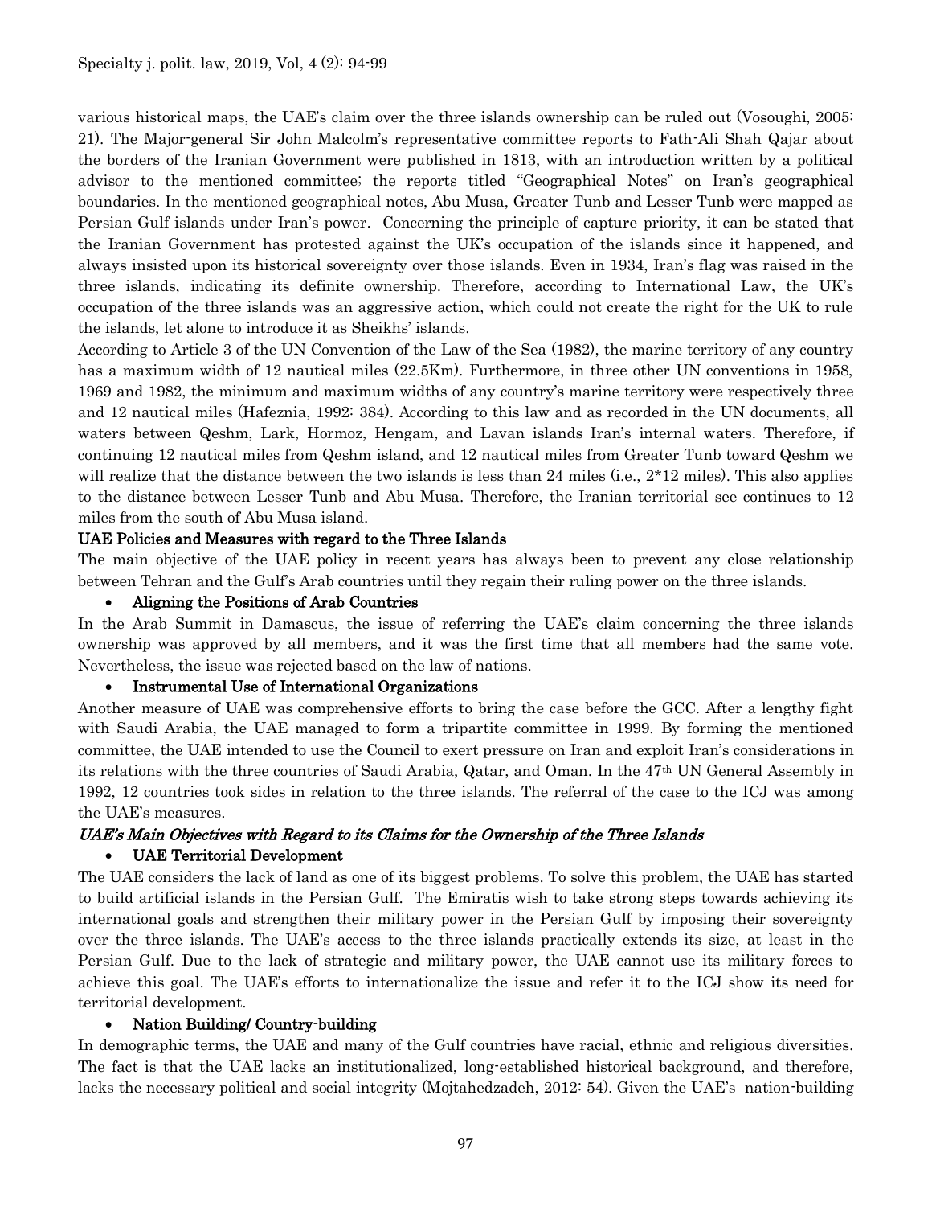various historical maps, the UAE's claim over the three islands ownership can be ruled out (Vosoughi, 2005: 21). The Major-general Sir John Malcolm's representative committee reports to Fath-Ali Shah Qajar about the borders of the Iranian Government were published in 1813, with an introduction written by a political advisor to the mentioned committee; the reports titled "Geographical Notes" on Iran's geographical boundaries. In the mentioned geographical notes, Abu Musa, Greater Tunb and Lesser Tunb were mapped as Persian Gulf islands under Iran's power. Concerning the principle of capture priority, it can be stated that the Iranian Government has protested against the UK's occupation of the islands since it happened, and always insisted upon its historical sovereignty over those islands. Even in 1934, Iran's flag was raised in the three islands, indicating its definite ownership. Therefore, according to International Law, the UK's occupation of the three islands was an aggressive action, which could not create the right for the UK to rule the islands, let alone to introduce it as Sheikhs' islands.

According to Article 3 of the UN Convention of the Law of the Sea (1982), the marine territory of any country has a maximum width of 12 nautical miles (22.5Km). Furthermore, in three other UN conventions in 1958, 1969 and 1982, the minimum and maximum widths of any country's marine territory were respectively three and 12 nautical miles (Hafeznia, 1992: 384). According to this law and as recorded in the UN documents, all waters between Qeshm, Lark, Hormoz, Hengam, and Lavan islands Iran's internal waters. Therefore, if continuing 12 nautical miles from Qeshm island, and 12 nautical miles from Greater Tunb toward Qeshm we will realize that the distance between the two islands is less than 24 miles (i.e., 2*12 miles). This also applies to the distance between Lesser Tunb and Abu Musa. Therefore, the Iranian territorial see continues to 12 miles from the south of Abu Musa island.

### UAE Policies and Measures with regard to the Three Islands

The main objective of the UAE policy in recent years has always been to prevent any close relationship between Tehran and the Gulf's Arab countries until they regain their ruling power on the three islands.

- **Aligning the Positions of Arab Countries**

In the Arab Summit in Damascus, the issue of referring the UAE's claim concerning the three islands ownership was approved by all members, and it was the first time that all members had the same vote. Nevertheless, the issue was rejected based on the law of nations.

- **Instrumental Use of International Organizations**

Another measure of UAE was comprehensive efforts to bring the case before the GCC. After a lengthy fight with Saudi Arabia, the UAE managed to form a tripartite committee in 1999. By forming the mentioned committee, the UAE intended to use the Council to exert pressure on Iran and exploit Iran's considerations in its relations with the three countries of Saudi Arabia, Qatar, and Oman. In the 47th UN General Assembly in 1992, 12 countries took sides in relation to the three islands. The referral of the case to the ICJ was among the UAE's measures.

### *UAE's Main Objectives with Regard to its Claims for the Ownership of the Three Islands*

- **UAE Territorial Development**

The UAE considers the lack of land as one of its biggest problems. To solve this problem, the UAE has started to build artificial islands in the Persian Gulf. The Emiratis wish to take strong steps towards achieving its international goals and strengthen their military power in the Persian Gulf by imposing their sovereignty over the three islands. The UAE's access to the three islands practically extends its size, at least in the Persian Gulf. Due to the lack of strategic and military power, the UAE cannot use its military forces to achieve this goal. The UAE's efforts to internationalize the issue and refer it to the ICJ show its need for territorial development.

- **Nation Building/ Country-building**

In demographic terms, the UAE and many of the Gulf countries have racial, ethnic and religious diversities. The fact is that the UAE lacks an institutionalized, long-established historical background, and therefore, lacks the necessary political and social integrity (Mojtahedzadeh, 2012: 54). Given the UAE's nation-building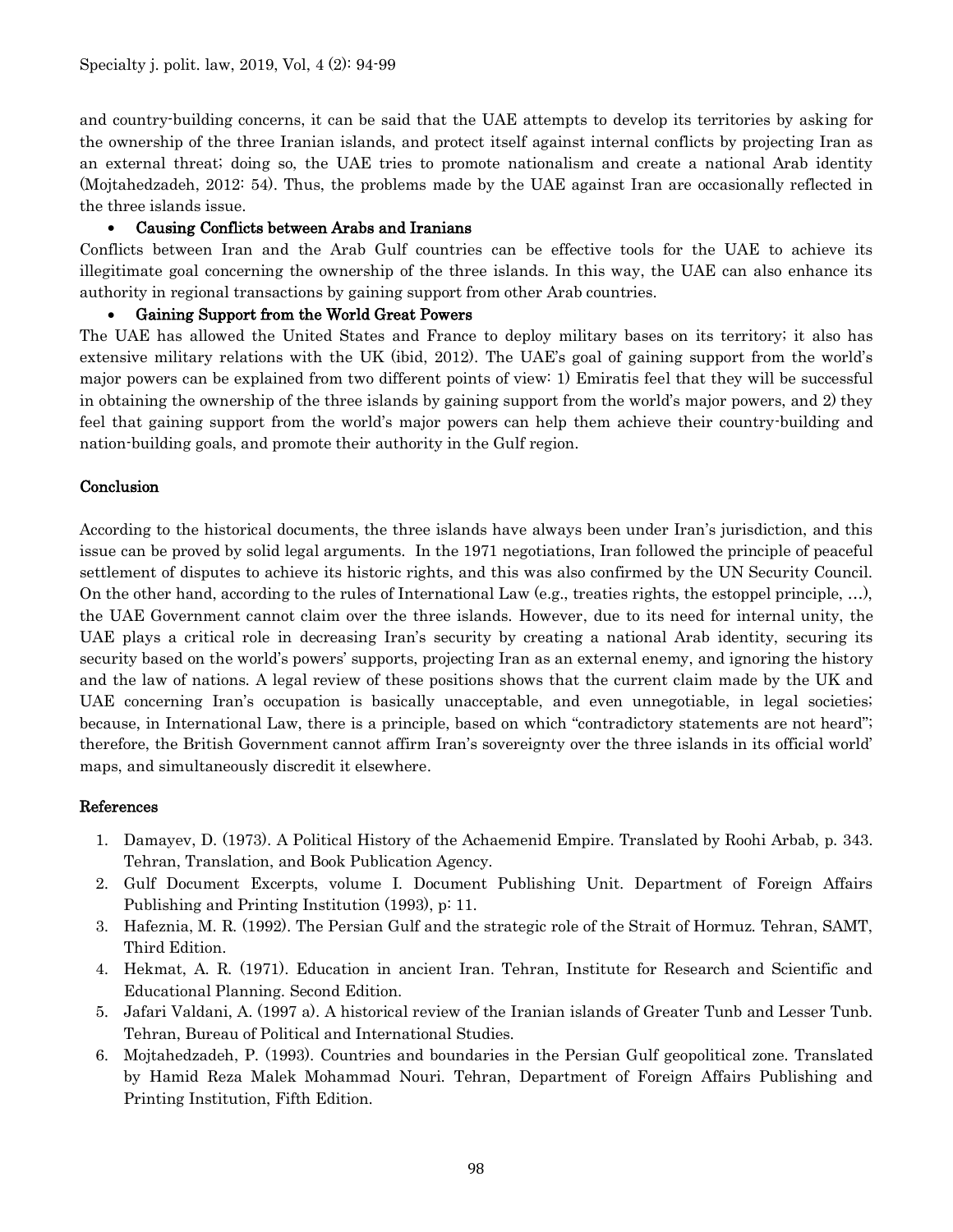and country-building concerns, it can be said that the UAE attempts to develop its territories by asking for the ownership of the three Iranian islands, and protect itself against internal conflicts by projecting Iran as an external threat; doing so, the UAE tries to promote nationalism and create a national Arab identity (Mojtahedzadeh, 2012: 54). Thus, the problems made by the UAE against Iran are occasionally reflected in the three islands issue.

- **Causing Conflicts between Arabs and Iranians**

Conflicts between Iran and the Arab Gulf countries can be effective tools for the UAE to achieve its illegitimate goal concerning the ownership of the three islands. In this way, the UAE can also enhance its authority in regional transactions by gaining support from other Arab countries.

- **Gaining Support from the World Great Powers**

The UAE has allowed the United States and France to deploy military bases on its territory; it also has extensive military relations with the UK (ibid, 2012). The UAE's goal of gaining support from the world's major powers can be explained from two different points of view: 1) Emiratis feel that they will be successful in obtaining the ownership of the three islands by gaining support from the world's major powers, and 2) they feel that gaining support from the world's major powers can help them achieve their country-building and nation-building goals, and promote their authority in the Gulf region.

## Conclusion

According to the historical documents, the three islands have always been under Iran's jurisdiction, and this issue can be proved by solid legal arguments. In the 1971 negotiations, Iran followed the principle of peaceful settlement of disputes to achieve its historic rights, and this was also confirmed by the UN Security Council. On the other hand, according to the rules of International Law (e.g., treaties rights, the estoppel principle, ...), the UAE Government cannot claim over the three islands. However, due to its need for internal unity, the UAE plays a critical role in decreasing Iran's security by creating a national Arab identity, securing its security based on the world's powers' supports, projecting Iran as an external enemy, and ignoring the history and the law of nations. A legal review of these positions shows that the current claim made by the UK and UAE concerning Iran's occupation is basically unacceptable, and even unnegotiable, in legal societies; because, in International Law, there is a principle, based on which "contradictory statements are not heard"; therefore, the British Government cannot affirm Iran's sovereignty over the three islands in its official world' maps, and simultaneously discredit it elsewhere.

## References

1. Damayev, D. (1973). A Political History of the Achaemenid Empire. Translated by Roohi Arbab, p. 343. Tehran, Translation, and Book Publication Agency.
2. Gulf Document Excerpts, volume I. Document Publishing Unit. Department of Foreign Affairs Publishing and Printing Institution (1993), p: 11.
3. Hafeznia, M. R. (1992). The Persian Gulf and the strategic role of the Strait of Hormuz. Tehran, SAMT, Third Edition.
4. Hekmat, A. R. (1971). Education in ancient Iran. Tehran, Institute for Research and Scientific and Educational Planning. Second Edition.
5. Jafari Valdani, A. (1997 a). A historical review of the Iranian islands of Greater Tunb and Lesser Tunb. Tehran, Bureau of Political and International Studies.
6. Mojtahedzadeh, P. (1993). Countries and boundaries in the Persian Gulf geopolitical zone. Translated by Hamid Reza Malek Mohammad Nouri. Tehran, Department of Foreign Affairs Publishing and Printing Institution, Fifth Edition.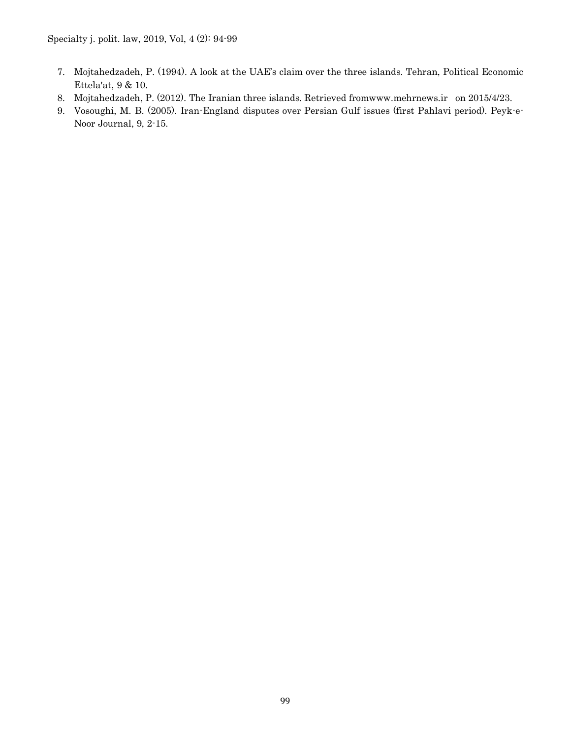7. Mojtahedzadeh, P. (1994). A look at the UAE's claim over the three islands. Tehran, Political Economic Ettela'at, 9 & 10.
8. Mojtahedzadeh, P. (2012). The Iranian three islands. Retrieved fromwww.mehrnews.ir on 2015/4/23.
9. Vosoughi, M. B. (2005). Iran-England disputes over Persian Gulf issues (first Pahlavi period). Peyk-e-Noor Journal, 9, 2-15.